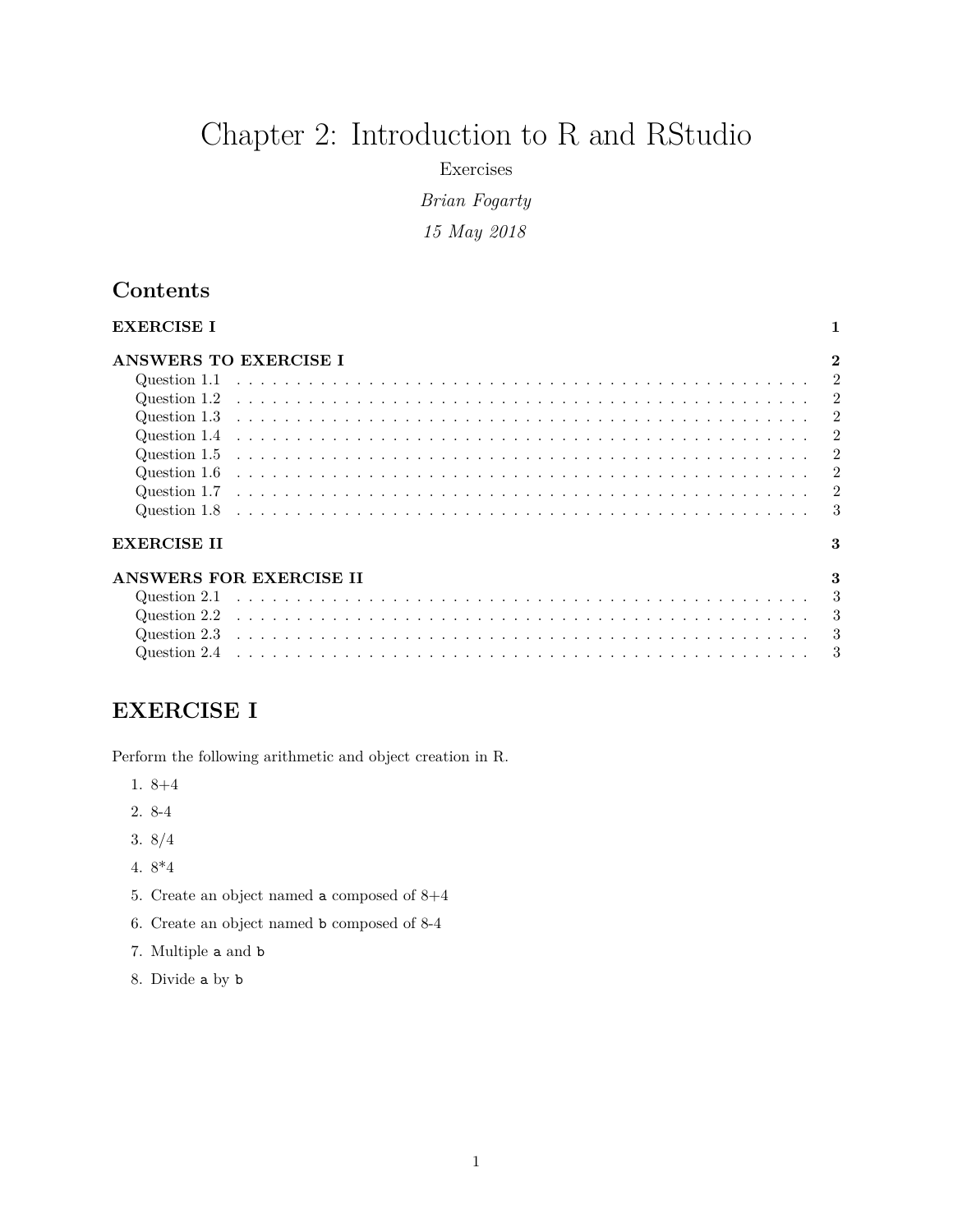# Chapter 2: Introduction to R and RStudio

Exercises

*Brian Fogarty*

*15 May 2018*

## Contents

**EXERCISE I** ... **1**

**ANSWERS TO EXERCISE I** ... **2**

- Question 1.1 ... 2
- Question 1.2 ... 2
- Question 1.3 ... 2
- Question 1.4 ... 2
- Question 1.5 ... 2
- Question 1.6 ... 2
- Question 1.7 ... 2
- Question 1.8 ... 3

**EXERCISE II** ... **3**

**ANSWERS FOR EXERCISE II** ... **3**

- Question 2.1 ... 3
- Question 2.2 ... 3
- Question 2.3 ... 3
- Question 2.4 ... 3

## EXERCISE I

Perform the following arithmetic and object creation in R.

1. 8+4
2. 8-4
3. 8/4
4. 8*4
5. Create an object named `a` composed of 8+4
6. Create an object named `b` composed of 8-4
7. Multiple `a` and `b`
8. Divide `a` by `b`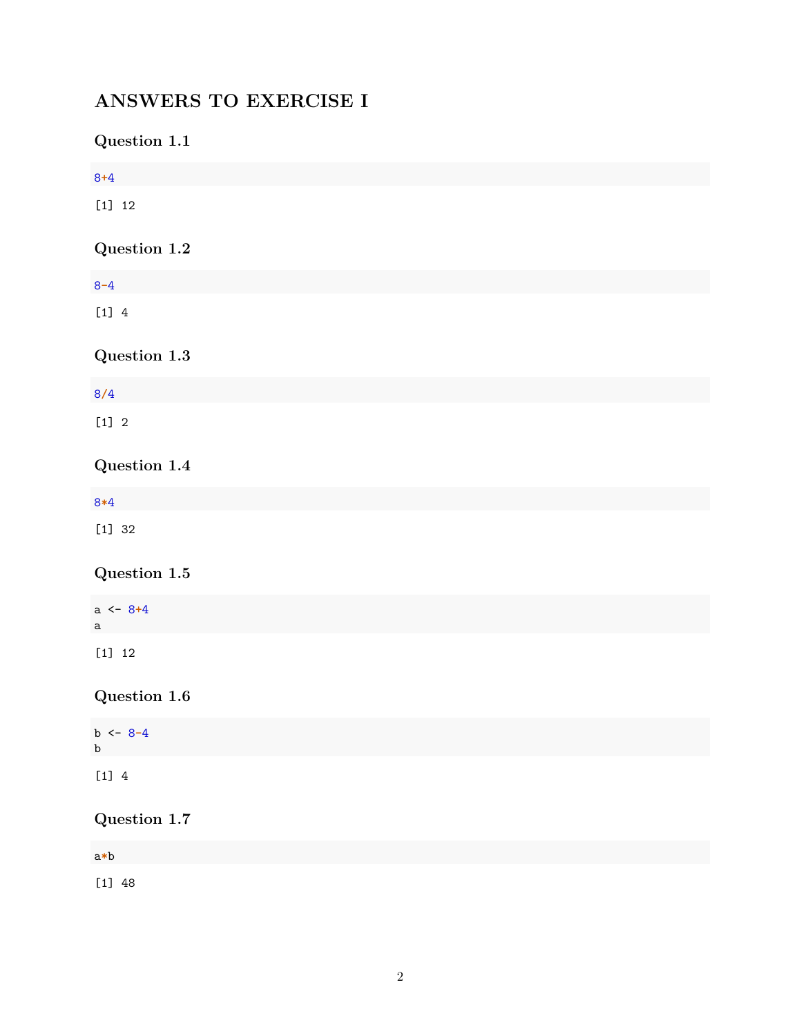# ANSWERS TO EXERCISE I

## Question 1.1

```
8+4
```

```
[1] 12
```

## Question 1.2

```
8-4
```

```
[1] 4
```

## Question 1.3

```
8/4
```

```
[1] 2
```

## Question 1.4

```
8*4
```

```
[1] 32
```

## Question 1.5

```
a <- 8+4
a
```

```
[1] 12
```

## Question 1.6

```
b <- 8-4
b
```

```
[1] 4
```

## Question 1.7

```
a*b
```

```
[1] 48
```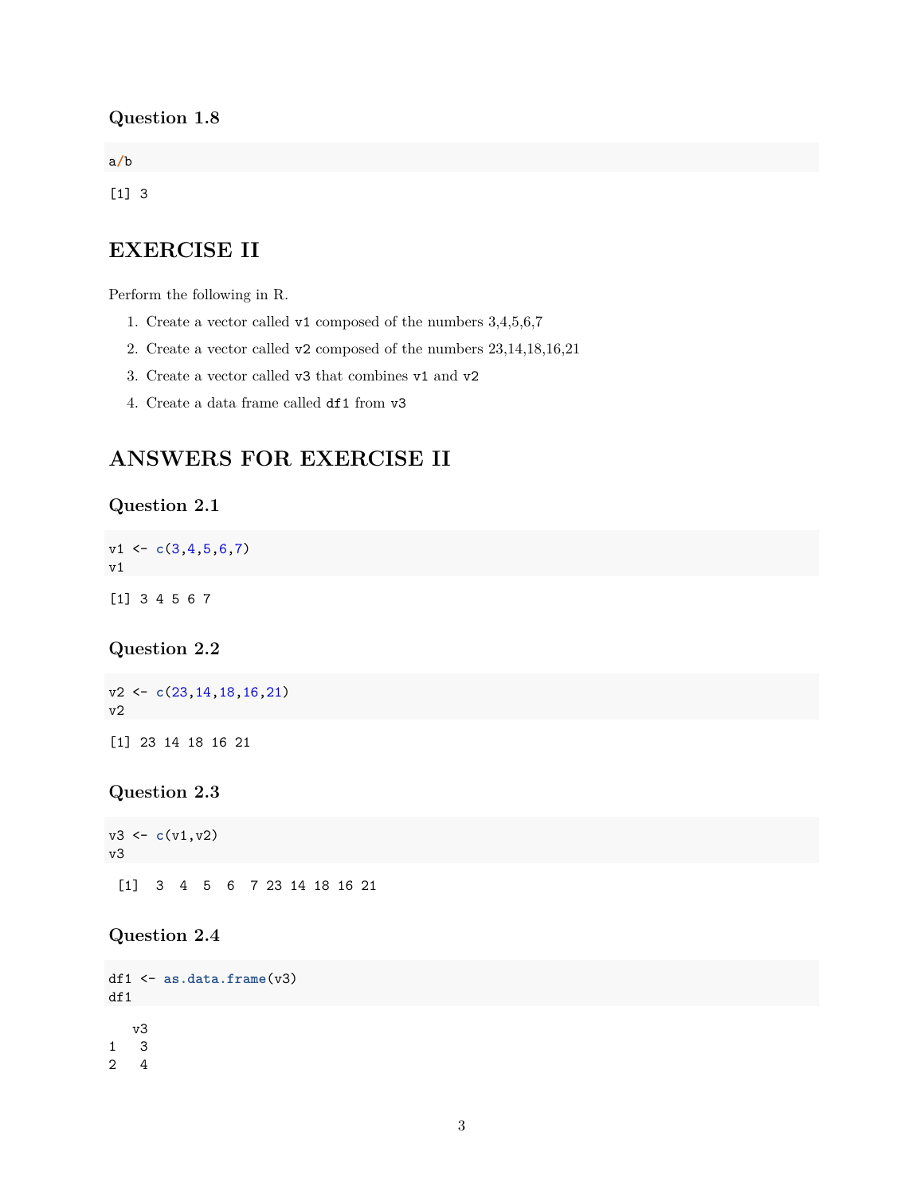### Question 1.8

```
a/b
```

```
[1] 3
```

## EXERCISE II

Perform the following in R.

1. Create a vector called `v1` composed of the numbers 3,4,5,6,7
2. Create a vector called `v2` composed of the numbers 23,14,18,16,21
3. Create a vector called `v3` that combines `v1` and `v2`
4. Create a data frame called `df1` from `v3`

## ANSWERS FOR EXERCISE II

### Question 2.1

```
v1 <- c(3,4,5,6,7)
v1
```

```
[1] 3 4 5 6 7
```

### Question 2.2

```
v2 <- c(23,14,18,16,21)
v2
```

```
[1] 23 14 18 16 21
```

### Question 2.3

```
v3 <- c(v1,v2)
v3
```

```
 [1]  3  4  5  6  7 23 14 18 16 21
```

### Question 2.4

```
df1 <- as.data.frame(v3)
df1
```

```
   v3
1   3
2   4
```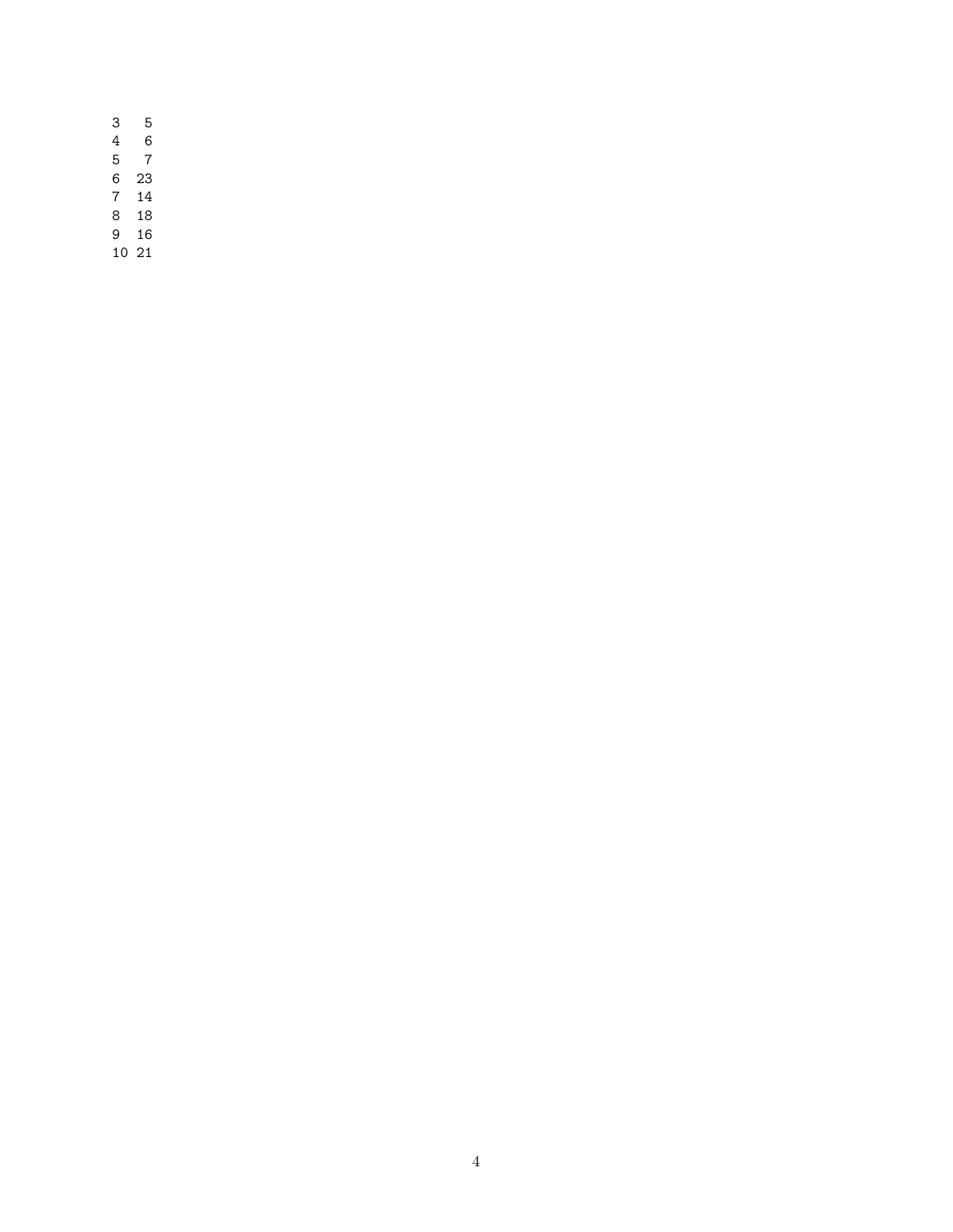| | |
|---|---|
| 3 | 5 |
| 4 | 6 |
| 5 | 7 |
| 6 | 23 |
| 7 | 14 |
| 8 | 18 |
| 9 | 16 |
| 10 | 21 |